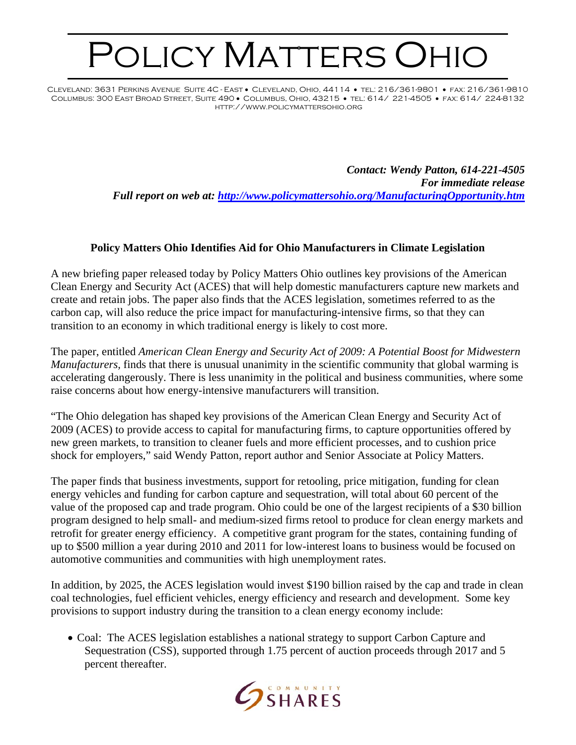# Policy Matters Ohio

Cleveland: 3631 Perkins Avenue Suite 4C - East • Cleveland, Ohio, 44114 • tel: 216/361-9801 • fax: 216/361-9810
Columbus: 300 East Broad Street, Suite 490 • Columbus, Ohio, 43215 • tel: 614/ 221-4505 • fax: 614/ 224-8132
http://www.policymattersohio.org

***Contact: Wendy Patton, 614-221-4505***
***For immediate release***
***Full report on web at: http://www.policymattersohio.org/ManufacturingOpportunity.htm***

## Policy Matters Ohio Identifies Aid for Ohio Manufacturers in Climate Legislation

A new briefing paper released today by Policy Matters Ohio outlines key provisions of the American Clean Energy and Security Act (ACES) that will help domestic manufacturers capture new markets and create and retain jobs. The paper also finds that the ACES legislation, sometimes referred to as the carbon cap, will also reduce the price impact for manufacturing-intensive firms, so that they can transition to an economy in which traditional energy is likely to cost more.

The paper, entitled *American Clean Energy and Security Act of 2009: A Potential Boost for Midwestern Manufacturers*, finds that there is unusual unanimity in the scientific community that global warming is accelerating dangerously. There is less unanimity in the political and business communities, where some raise concerns about how energy-intensive manufacturers will transition.

"The Ohio delegation has shaped key provisions of the American Clean Energy and Security Act of 2009 (ACES) to provide access to capital for manufacturing firms, to capture opportunities offered by new green markets, to transition to cleaner fuels and more efficient processes, and to cushion price shock for employers," said Wendy Patton, report author and Senior Associate at Policy Matters.

The paper finds that business investments, support for retooling, price mitigation, funding for clean energy vehicles and funding for carbon capture and sequestration, will total about 60 percent of the value of the proposed cap and trade program. Ohio could be one of the largest recipients of a $30 billion program designed to help small- and medium-sized firms retool to produce for clean energy markets and retrofit for greater energy efficiency. A competitive grant program for the states, containing funding of up to $500 million a year during 2010 and 2011 for low-interest loans to business would be focused on automotive communities and communities with high unemployment rates.

In addition, by 2025, the ACES legislation would invest $190 billion raised by the cap and trade in clean coal technologies, fuel efficient vehicles, energy efficiency and research and development. Some key provisions to support industry during the transition to a clean energy economy include:

- Coal: The ACES legislation establishes a national strategy to support Carbon Capture and Sequestration (CSS), supported through 1.75 percent of auction proceeds through 2017 and 5 percent thereafter.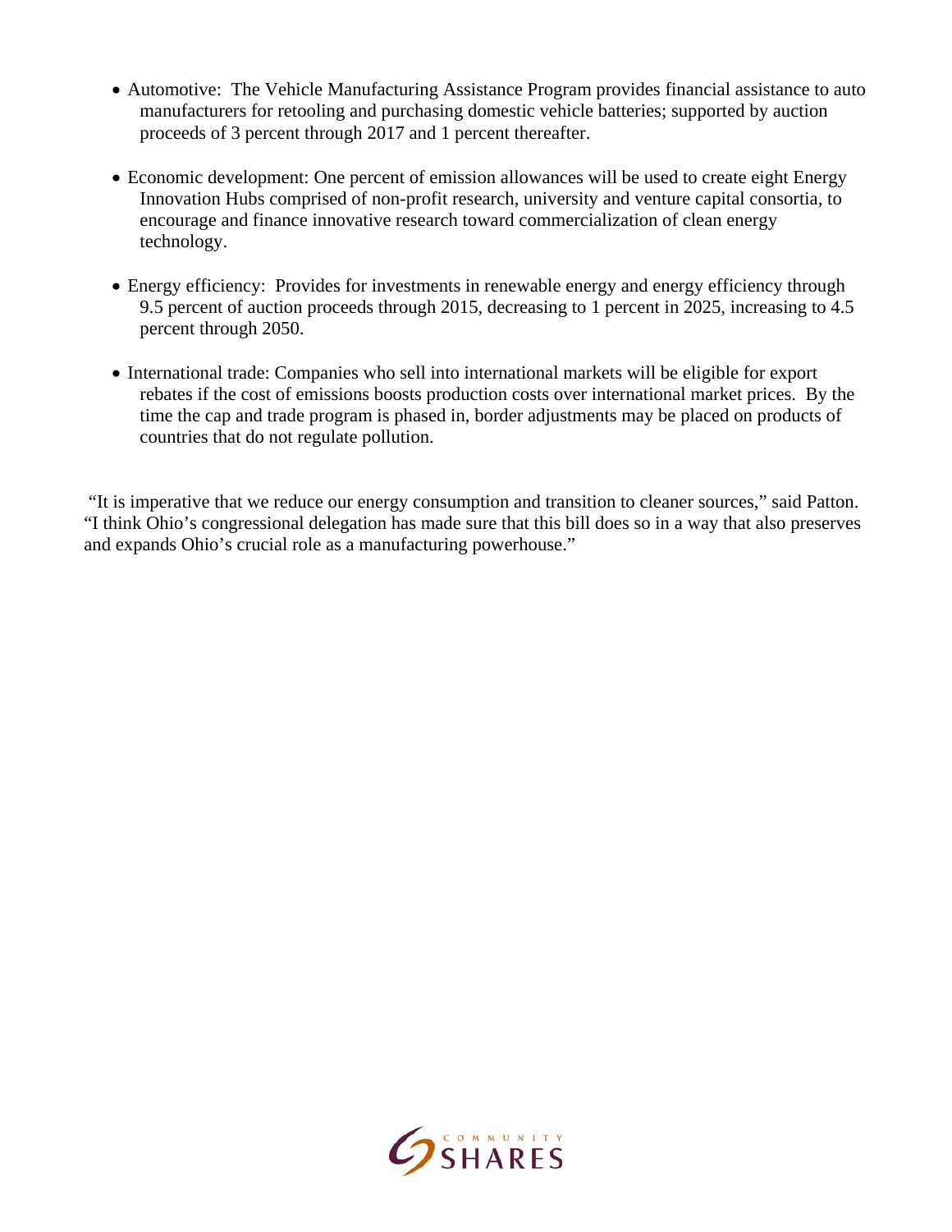- Automotive: The Vehicle Manufacturing Assistance Program provides financial assistance to auto manufacturers for retooling and purchasing domestic vehicle batteries; supported by auction proceeds of 3 percent through 2017 and 1 percent thereafter.

- Economic development: One percent of emission allowances will be used to create eight Energy Innovation Hubs comprised of non-profit research, university and venture capital consortia, to encourage and finance innovative research toward commercialization of clean energy technology.

- Energy efficiency: Provides for investments in renewable energy and energy efficiency through 9.5 percent of auction proceeds through 2015, decreasing to 1 percent in 2025, increasing to 4.5 percent through 2050.

- International trade: Companies who sell into international markets will be eligible for export rebates if the cost of emissions boosts production costs over international market prices. By the time the cap and trade program is phased in, border adjustments may be placed on products of countries that do not regulate pollution.

"It is imperative that we reduce our energy consumption and transition to cleaner sources," said Patton. "I think Ohio's congressional delegation has made sure that this bill does so in a way that also preserves and expands Ohio's crucial role as a manufacturing powerhouse."

COMMUNITY SHARES